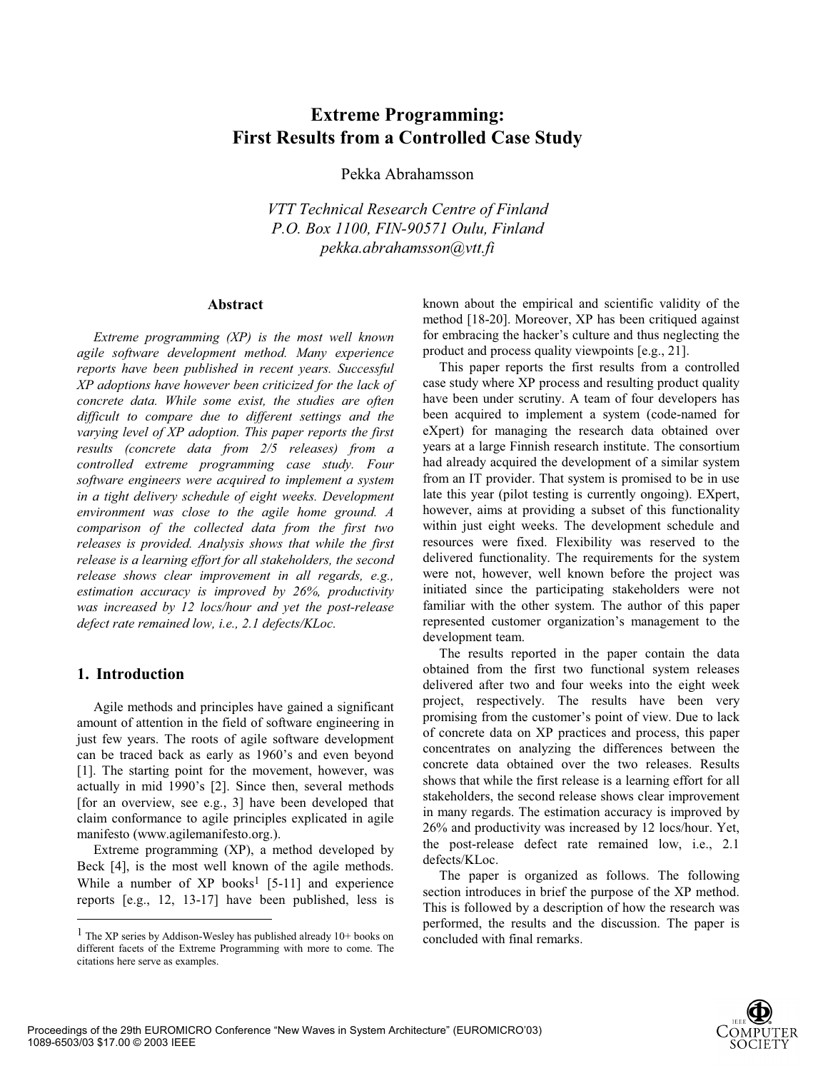# Extreme Programming: First Results from a Controlled Case Study

Pekka Abrahamsson

*VTT Technical Research Centre of Finland*
*P.O. Box 1100, FIN-90571 Oulu, Finland*
*pekka.abrahamsson@vtt.fi*

## Abstract

*Extreme programming (XP) is the most well known agile software development method. Many experience reports have been published in recent years. Successful XP adoptions have however been criticized for the lack of concrete data. While some exist, the studies are often difficult to compare due to different settings and the varying level of XP adoption. This paper reports the first results (concrete data from 2/5 releases) from a controlled extreme programming case study. Four software engineers were acquired to implement a system in a tight delivery schedule of eight weeks. Development environment was close to the agile home ground. A comparison of the collected data from the first two releases is provided. Analysis shows that while the first release is a learning effort for all stakeholders, the second release shows clear improvement in all regards, e.g., estimation accuracy is improved by 26%, productivity was increased by 12 locs/hour and yet the post-release defect rate remained low, i.e., 2.1 defects/KLoc.*

## 1. Introduction

Agile methods and principles have gained a significant amount of attention in the field of software engineering in just few years. The roots of agile software development can be traced back as early as 1960's and even beyond [1]. The starting point for the movement, however, was actually in mid 1990's [2]. Since then, several methods [for an overview, see e.g., 3] have been developed that claim conformance to agile principles explicated in agile manifesto (www.agilemanifesto.org.).

Extreme programming (XP), a method developed by Beck [4], is the most well known of the agile methods. While a number of XP books[1] [5-11] and experience reports [e.g., 12, 13-17] have been published, less is known about the empirical and scientific validity of the method [18-20]. Moreover, XP has been critiqued against for embracing the hacker's culture and thus neglecting the product and process quality viewpoints [e.g., 21].

This paper reports the first results from a controlled case study where XP process and resulting product quality have been under scrutiny. A team of four developers has been acquired to implement a system (code-named for eXpert) for managing the research data obtained over years at a large Finnish research institute. The consortium had already acquired the development of a similar system from an IT provider. That system is promised to be in use late this year (pilot testing is currently ongoing). EXpert, however, aims at providing a subset of this functionality within just eight weeks. The development schedule and resources were fixed. Flexibility was reserved to the delivered functionality. The requirements for the system were not, however, well known before the project was initiated since the participating stakeholders were not familiar with the other system. The author of this paper represented customer organization's management to the development team.

The results reported in the paper contain the data obtained from the first two functional system releases delivered after two and four weeks into the eight week project, respectively. The results have been very promising from the customer's point of view. Due to lack of concrete data on XP practices and process, this paper concentrates on analyzing the differences between the concrete data obtained over the two releases. Results shows that while the first release is a learning effort for all stakeholders, the second release shows clear improvement in many regards. The estimation accuracy is improved by 26% and productivity was increased by 12 locs/hour. Yet, the post-release defect rate remained low, i.e., 2.1 defects/KLoc.

The paper is organized as follows. The following section introduces in brief the purpose of the XP method. This is followed by a description of how the research was performed, the results and the discussion. The paper is concluded with final remarks.

[1] The XP series by Addison-Wesley has published already 10+ books on different facets of the Extreme Programming with more to come. The citations here serve as examples.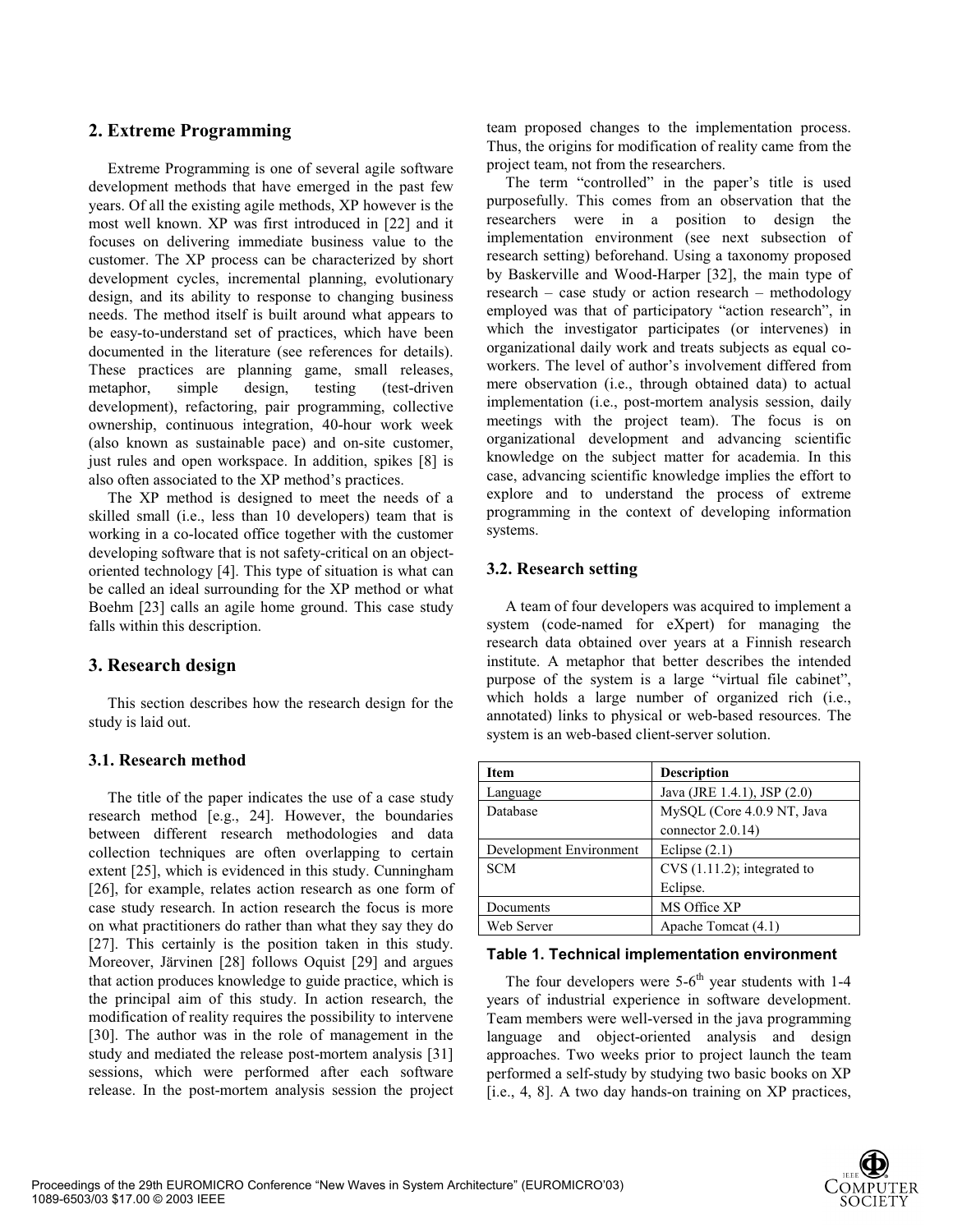## 2. Extreme Programming

Extreme Programming is one of several agile software development methods that have emerged in the past few years. Of all the existing agile methods, XP however is the most well known. XP was first introduced in [22] and it focuses on delivering immediate business value to the customer. The XP process can be characterized by short development cycles, incremental planning, evolutionary design, and its ability to response to changing business needs. The method itself is built around what appears to be easy-to-understand set of practices, which have been documented in the literature (see references for details). These practices are planning game, small releases, metaphor, simple design, testing (test-driven development), refactoring, pair programming, collective ownership, continuous integration, 40-hour work week (also known as sustainable pace) and on-site customer, just rules and open workspace. In addition, spikes [8] is also often associated to the XP method's practices.

The XP method is designed to meet the needs of a skilled small (i.e., less than 10 developers) team that is working in a co-located office together with the customer developing software that is not safety-critical on an object-oriented technology [4]. This type of situation is what can be called an ideal surrounding for the XP method or what Boehm [23] calls an agile home ground. This case study falls within this description.

## 3. Research design

This section describes how the research design for the study is laid out.

### 3.1. Research method

The title of the paper indicates the use of a case study research method [e.g., 24]. However, the boundaries between different research methodologies and data collection techniques are often overlapping to certain extent [25], which is evidenced in this study. Cunningham [26], for example, relates action research as one form of case study research. In action research the focus is more on what practitioners do rather than what they say they do [27]. This certainly is the position taken in this study. Moreover, Järvinen [28] follows Oquist [29] and argues that action produces knowledge to guide practice, which is the principal aim of this study. In action research, the modification of reality requires the possibility to intervene [30]. The author was in the role of management in the study and mediated the release post-mortem analysis [31] sessions, which were performed after each software release. In the post-mortem analysis session the project team proposed changes to the implementation process. Thus, the origins for modification of reality came from the project team, not from the researchers.

The term "controlled" in the paper's title is used purposefully. This comes from an observation that the researchers were in a position to design the implementation environment (see next subsection of research setting) beforehand. Using a taxonomy proposed by Baskerville and Wood-Harper [32], the main type of research – case study or action research – methodology employed was that of participatory "action research", in which the investigator participates (or intervenes) in organizational daily work and treats subjects as equal co-workers. The level of author's involvement differed from mere observation (i.e., through obtained data) to actual implementation (i.e., post-mortem analysis session, daily meetings with the project team). The focus is on organizational development and advancing scientific knowledge on the subject matter for academia. In this case, advancing scientific knowledge implies the effort to explore and to understand the process of extreme programming in the context of developing information systems.

### 3.2. Research setting

A team of four developers was acquired to implement a system (code-named for eXpert) for managing the research data obtained over years at a Finnish research institute. A metaphor that better describes the intended purpose of the system is a large "virtual file cabinet", which holds a large number of organized rich (i.e., annotated) links to physical or web-based resources. The system is an web-based client-server solution.

| Item | Description |
|---|---|
| Language | Java (JRE 1.4.1), JSP (2.0) |
| Database | MySQL (Core 4.0.9 NT, Java connector 2.0.14) |
| Development Environment | Eclipse (2.1) |
| SCM | CVS (1.11.2); integrated to Eclipse. |
| Documents | MS Office XP |
| Web Server | Apache Tomcat (4.1) |

**Table 1. Technical implementation environment**

The four developers were 5-6th year students with 1-4 years of industrial experience in software development. Team members were well-versed in the java programming language and object-oriented analysis and design approaches. Two weeks prior to project launch the team performed a self-study by studying two basic books on XP [i.e., 4, 8]. A two day hands-on training on XP practices,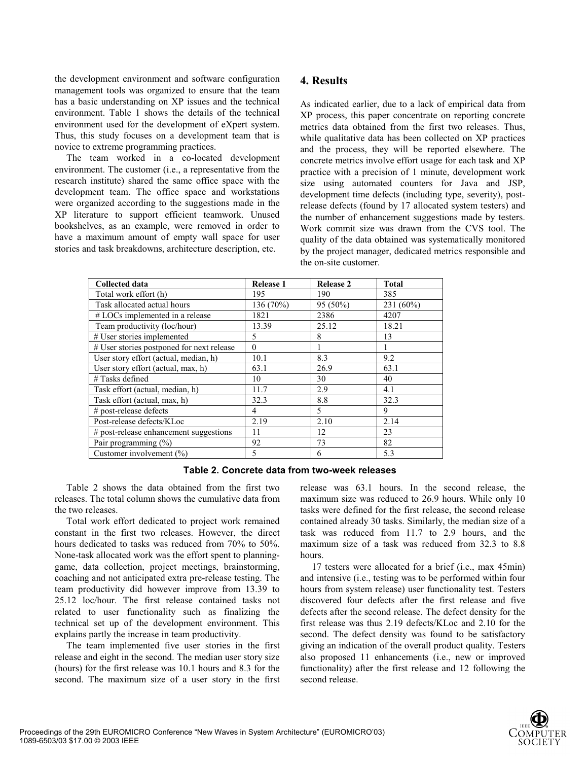the development environment and software configuration management tools was organized to ensure that the team has a basic understanding on XP issues and the technical environment. Table 1 shows the details of the technical environment used for the development of eXpert system. Thus, this study focuses on a development team that is novice to extreme programming practices.

The team worked in a co-located development environment. The customer (i.e., a representative from the research institute) shared the same office space with the development team. The office space and workstations were organized according to the suggestions made in the XP literature to support efficient teamwork. Unused bookshelves, as an example, were removed in order to have a maximum amount of empty wall space for user stories and task breakdowns, architecture description, etc.

## 4. Results

As indicated earlier, due to a lack of empirical data from XP process, this paper concentrate on reporting concrete metrics data obtained from the first two releases. Thus, while qualitative data has been collected on XP practices and the process, they will be reported elsewhere. The concrete metrics involve effort usage for each task and XP practice with a precision of 1 minute, development work size using automated counters for Java and JSP, development time defects (including type, severity), post-release defects (found by 17 allocated system testers) and the number of enhancement suggestions made by testers. Work commit size was drawn from the CVS tool. The quality of the data obtained was systematically monitored by the project manager, dedicated metrics responsible and the on-site customer.

| Collected data | Release 1 | Release 2 | Total |
|---|---|---|---|
| Total work effort (h) | 195 | 190 | 385 |
| Task allocated actual hours | 136 (70%) | 95 (50%) | 231 (60%) |
| # LOCs implemented in a release | 1821 | 2386 | 4207 |
| Team productivity (loc/hour) | 13.39 | 25.12 | 18.21 |
| # User stories implemented | 5 | 8 | 13 |
| # User stories postponed for next release | 0 | 1 | 1 |
| User story effort (actual, median, h) | 10.1 | 8.3 | 9.2 |
| User story effort (actual, max, h) | 63.1 | 26.9 | 63.1 |
| # Tasks defined | 10 | 30 | 40 |
| Task effort (actual, median, h) | 11.7 | 2.9 | 4.1 |
| Task effort (actual, max, h) | 32.3 | 8.8 | 32.3 |
| # post-release defects | 4 | 5 | 9 |
| Post-release defects/KLoc | 2.19 | 2.10 | 2.14 |
| # post-release enhancement suggestions | 11 | 12 | 23 |
| Pair programming (%) | 92 | 73 | 82 |
| Customer involvement (%) | 5 | 6 | 5.3 |

**Table 2. Concrete data from two-week releases**

Table 2 shows the data obtained from the first two releases. The total column shows the cumulative data from the two releases.

Total work effort dedicated to project work remained constant in the first two releases. However, the direct hours dedicated to tasks was reduced from 70% to 50%. None-task allocated work was the effort spent to planning-game, data collection, project meetings, brainstorming, coaching and not anticipated extra pre-release testing. The team productivity did however improve from 13.39 to 25.12 loc/hour. The first release contained tasks not related to user functionality such as finalizing the technical set up of the development environment. This explains partly the increase in team productivity.

The team implemented five user stories in the first release and eight in the second. The median user story size (hours) for the first release was 10.1 hours and 8.3 for the second. The maximum size of a user story in the first release was 63.1 hours. In the second release, the maximum size was reduced to 26.9 hours. While only 10 tasks were defined for the first release, the second release contained already 30 tasks. Similarly, the median size of a task was reduced from 11.7 to 2.9 hours, and the maximum size of a task was reduced from 32.3 to 8.8 hours.

17 testers were allocated for a brief (i.e., max 45min) and intensive (i.e., testing was to be performed within four hours from system release) user functionality test. Testers discovered four defects after the first release and five defects after the second release. The defect density for the first release was thus 2.19 defects/KLoc and 2.10 for the second. The defect density was found to be satisfactory giving an indication of the overall product quality. Testers also proposed 11 enhancements (i.e., new or improved functionality) after the first release and 12 following the second release.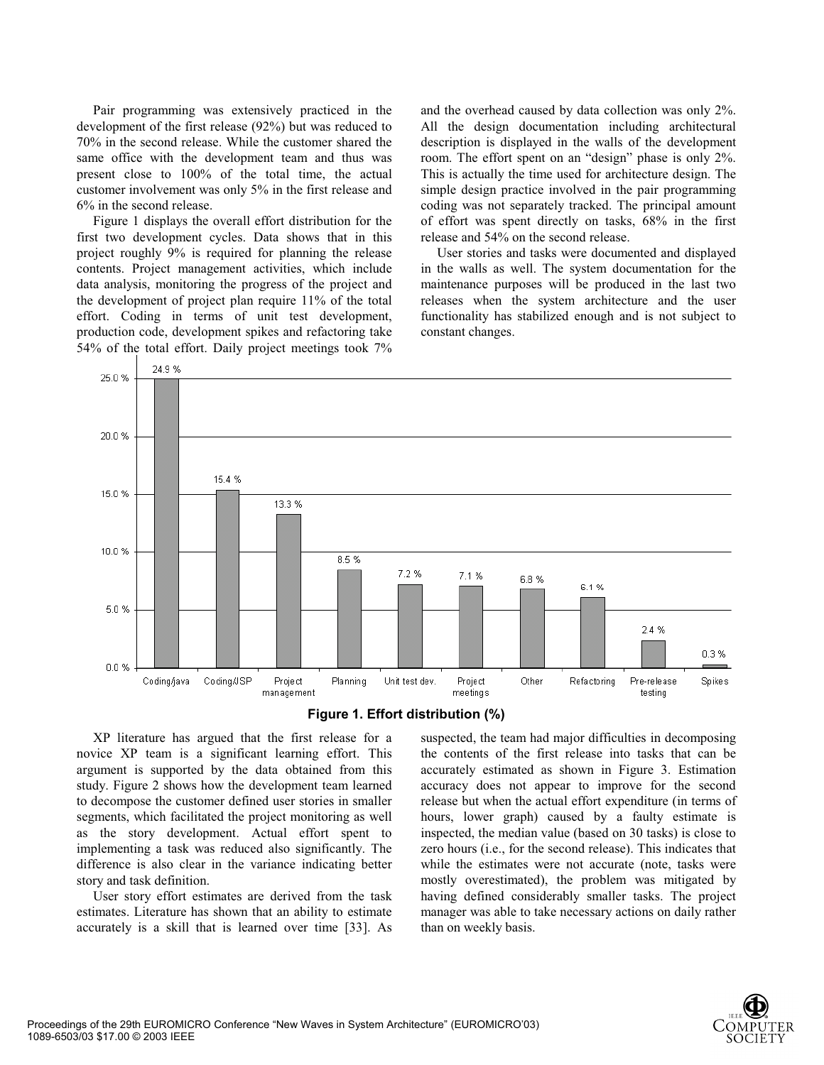Pair programming was extensively practiced in the development of the first release (92%) but was reduced to 70% in the second release. While the customer shared the same office with the development team and thus was present close to 100% of the total time, the actual customer involvement was only 5% in the first release and 6% in the second release.

Figure 1 displays the overall effort distribution for the first two development cycles. Data shows that in this project roughly 9% is required for planning the release contents. Project management activities, which include data analysis, monitoring the progress of the project and the development of project plan require 11% of the total effort. Coding in terms of unit test development, production code, development spikes and refactoring take 54% of the total effort. Daily project meetings took 7% and the overhead caused by data collection was only 2%. All the design documentation including architectural description is displayed in the walls of the development room. The effort spent on an "design" phase is only 2%. This is actually the time used for architecture design. The simple design practice involved in the pair programming coding was not separately tracked. The principal amount of effort was spent directly on tasks, 68% in the first release and 54% on the second release.

User stories and tasks were documented and displayed in the walls as well. The system documentation for the maintenance purposes will be produced in the last two releases when the system architecture and the user functionality has stabilized enough and is not subject to constant changes.

**Figure 1. Effort distribution (%)**

XP literature has argued that the first release for a novice XP team is a significant learning effort. This argument is supported by the data obtained from this study. Figure 2 shows how the development team learned to decompose the customer defined user stories in smaller segments, which facilitated the project monitoring as well as the story development. Actual effort spent to implementing a task was reduced also significantly. The difference is also clear in the variance indicating better story and task definition.

User story effort estimates are derived from the task estimates. Literature has shown that an ability to estimate accurately is a skill that is learned over time [33]. As suspected, the team had major difficulties in decomposing the contents of the first release into tasks that can be accurately estimated as shown in Figure 3. Estimation accuracy does not appear to improve for the second release but when the actual effort expenditure (in terms of hours, lower graph) caused by a faulty estimate is inspected, the median value (based on 30 tasks) is close to zero hours (i.e., for the second release). This indicates that while the estimates were not accurate (note, tasks were mostly overestimated), the problem was mitigated by having defined considerably smaller tasks. The project manager was able to take necessary actions on daily rather than on weekly basis.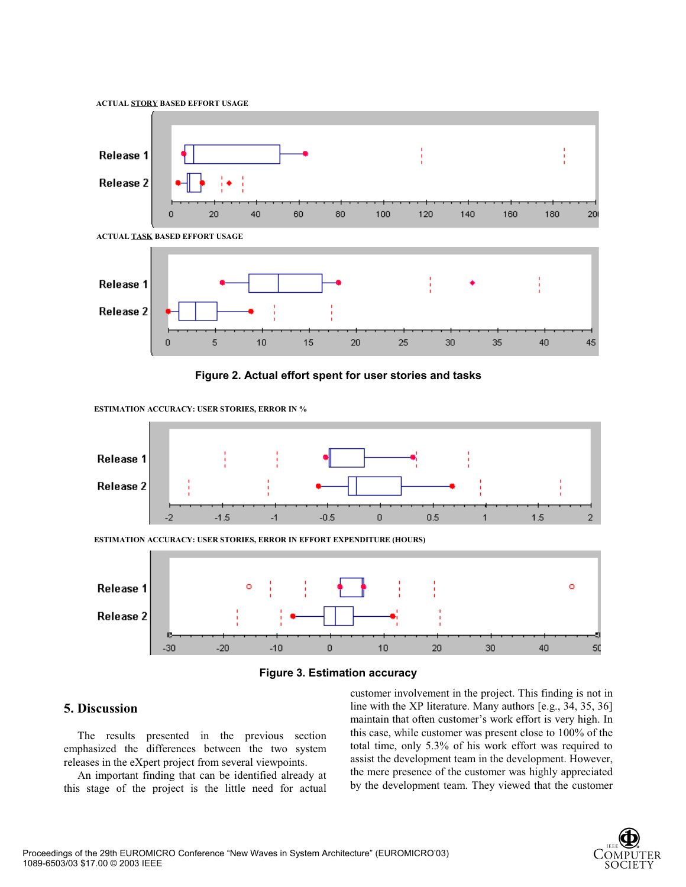ACTUAL STORY BASED EFFORT USAGE

ACTUAL TASK BASED EFFORT USAGE

**Figure 2. Actual effort spent for user stories and tasks**

ESTIMATION ACCURACY: USER STORIES, ERROR IN %

ESTIMATION ACCURACY: USER STORIES, ERROR IN EFFORT EXPENDITURE (HOURS)

**Figure 3. Estimation accuracy**

## 5. Discussion

The results presented in the previous section emphasized the differences between the two system releases in the eXpert project from several viewpoints.

An important finding that can be identified already at this stage of the project is the little need for actual customer involvement in the project. This finding is not in line with the XP literature. Many authors [e.g., 34, 35, 36] maintain that often customer's work effort is very high. In this case, while customer was present close to 100% of the total time, only 5.3% of his work effort was required to assist the development team in the development. However, the mere presence of the customer was highly appreciated by the development team. They viewed that the customer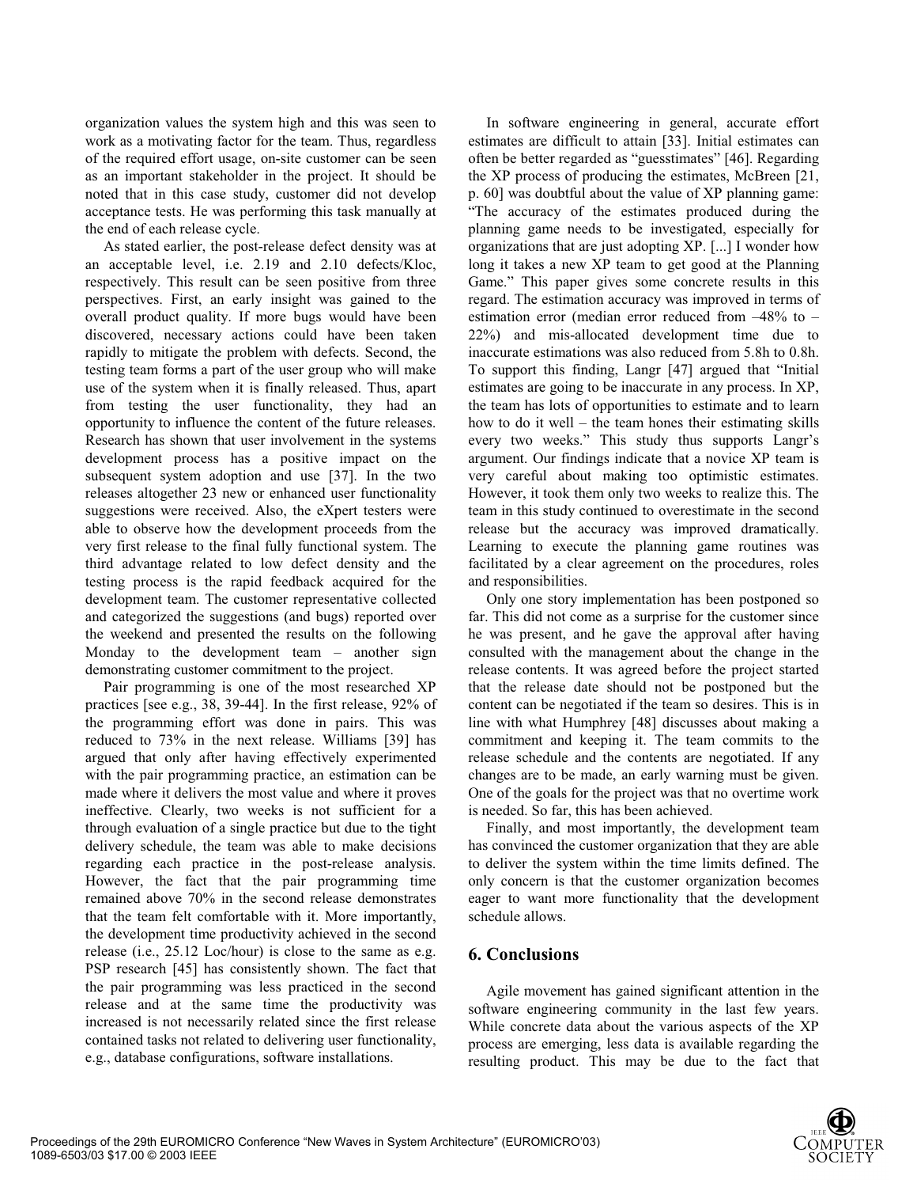organization values the system high and this was seen to work as a motivating factor for the team. Thus, regardless of the required effort usage, on-site customer can be seen as an important stakeholder in the project. It should be noted that in this case study, customer did not develop acceptance tests. He was performing this task manually at the end of each release cycle.

As stated earlier, the post-release defect density was at an acceptable level, i.e. 2.19 and 2.10 defects/Kloc, respectively. This result can be seen positive from three perspectives. First, an early insight was gained to the overall product quality. If more bugs would have been discovered, necessary actions could have been taken rapidly to mitigate the problem with defects. Second, the testing team forms a part of the user group who will make use of the system when it is finally released. Thus, apart from testing the user functionality, they had an opportunity to influence the content of the future releases. Research has shown that user involvement in the systems development process has a positive impact on the subsequent system adoption and use [37]. In the two releases altogether 23 new or enhanced user functionality suggestions were received. Also, the eXpert testers were able to observe how the development proceeds from the very first release to the final fully functional system. The third advantage related to low defect density and the testing process is the rapid feedback acquired for the development team. The customer representative collected and categorized the suggestions (and bugs) reported over the weekend and presented the results on the following Monday to the development team – another sign demonstrating customer commitment to the project.

Pair programming is one of the most researched XP practices [see e.g., 38, 39-44]. In the first release, 92% of the programming effort was done in pairs. This was reduced to 73% in the next release. Williams [39] has argued that only after having effectively experimented with the pair programming practice, an estimation can be made where it delivers the most value and where it proves ineffective. Clearly, two weeks is not sufficient for a through evaluation of a single practice but due to the tight delivery schedule, the team was able to make decisions regarding each practice in the post-release analysis. However, the fact that the pair programming time remained above 70% in the second release demonstrates that the team felt comfortable with it. More importantly, the development time productivity achieved in the second release (i.e., 25.12 Loc/hour) is close to the same as e.g. PSP research [45] has consistently shown. The fact that the pair programming was less practiced in the second release and at the same time the productivity was increased is not necessarily related since the first release contained tasks not related to delivering user functionality, e.g., database configurations, software installations.

In software engineering in general, accurate effort estimates are difficult to attain [33]. Initial estimates can often be better regarded as "guesstimates" [46]. Regarding the XP process of producing the estimates, McBreen [21, p. 60] was doubtful about the value of XP planning game: "The accuracy of the estimates produced during the planning game needs to be investigated, especially for organizations that are just adopting XP. [...] I wonder how long it takes a new XP team to get good at the Planning Game." This paper gives some concrete results in this regard. The estimation accuracy was improved in terms of estimation error (median error reduced from –48% to –22%) and mis-allocated development time due to inaccurate estimations was also reduced from 5.8h to 0.8h. To support this finding, Langr [47] argued that "Initial estimates are going to be inaccurate in any process. In XP, the team has lots of opportunities to estimate and to learn how to do it well – the team hones their estimating skills every two weeks." This study thus supports Langr's argument. Our findings indicate that a novice XP team is very careful about making too optimistic estimates. However, it took them only two weeks to realize this. The team in this study continued to overestimate in the second release but the accuracy was improved dramatically. Learning to execute the planning game routines was facilitated by a clear agreement on the procedures, roles and responsibilities.

Only one story implementation has been postponed so far. This did not come as a surprise for the customer since he was present, and he gave the approval after having consulted with the management about the change in the release contents. It was agreed before the project started that the release date should not be postponed but the content can be negotiated if the team so desires. This is in line with what Humphrey [48] discusses about making a commitment and keeping it. The team commits to the release schedule and the contents are negotiated. If any changes are to be made, an early warning must be given. One of the goals for the project was that no overtime work is needed. So far, this has been achieved.

Finally, and most importantly, the development team has convinced the customer organization that they are able to deliver the system within the time limits defined. The only concern is that the customer organization becomes eager to want more functionality that the development schedule allows.

## 6. Conclusions

Agile movement has gained significant attention in the software engineering community in the last few years. While concrete data about the various aspects of the XP process are emerging, less data is available regarding the resulting product. This may be due to the fact that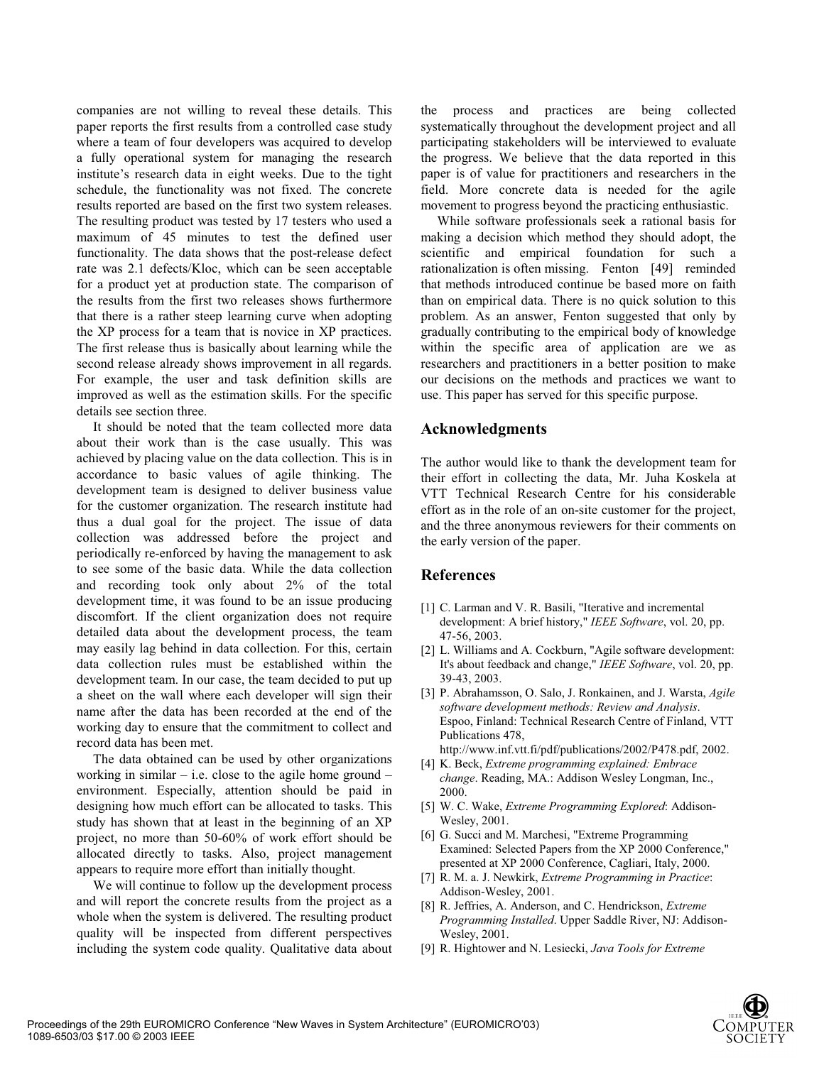companies are not willing to reveal these details. This paper reports the first results from a controlled case study where a team of four developers was acquired to develop a fully operational system for managing the research institute's research data in eight weeks. Due to the tight schedule, the functionality was not fixed. The concrete results reported are based on the first two system releases. The resulting product was tested by 17 testers who used a maximum of 45 minutes to test the defined user functionality. The data shows that the post-release defect rate was 2.1 defects/Kloc, which can be seen acceptable for a product yet at production state. The comparison of the results from the first two releases shows furthermore that there is a rather steep learning curve when adopting the XP process for a team that is novice in XP practices. The first release thus is basically about learning while the second release already shows improvement in all regards. For example, the user and task definition skills are improved as well as the estimation skills. For the specific details see section three.

It should be noted that the team collected more data about their work than is the case usually. This was achieved by placing value on the data collection. This is in accordance to basic values of agile thinking. The development team is designed to deliver business value for the customer organization. The research institute had thus a dual goal for the project. The issue of data collection was addressed before the project and periodically re-enforced by having the management to ask to see some of the basic data. While the data collection and recording took only about 2% of the total development time, it was found to be an issue producing discomfort. If the client organization does not require detailed data about the development process, the team may easily lag behind in data collection. For this, certain data collection rules must be established within the development team. In our case, the team decided to put up a sheet on the wall where each developer will sign their name after the data has been recorded at the end of the working day to ensure that the commitment to collect and record data has been met.

The data obtained can be used by other organizations working in similar – i.e. close to the agile home ground – environment. Especially, attention should be paid in designing how much effort can be allocated to tasks. This study has shown that at least in the beginning of an XP project, no more than 50-60% of work effort should be allocated directly to tasks. Also, project management appears to require more effort than initially thought.

We will continue to follow up the development process and will report the concrete results from the project as a whole when the system is delivered. The resulting product quality will be inspected from different perspectives including the system code quality. Qualitative data about the process and practices are being collected systematically throughout the development project and all participating stakeholders will be interviewed to evaluate the progress. We believe that the data reported in this paper is of value for practitioners and researchers in the field. More concrete data is needed for the agile movement to progress beyond the practicing enthusiastic.

While software professionals seek a rational basis for making a decision which method they should adopt, the scientific and empirical foundation for such a rationalization is often missing. Fenton [49] reminded that methods introduced continue be based more on faith than on empirical data. There is no quick solution to this problem. As an answer, Fenton suggested that only by gradually contributing to the empirical body of knowledge within the specific area of application are we as researchers and practitioners in a better position to make our decisions on the methods and practices we want to use. This paper has served for this specific purpose.

## Acknowledgments

The author would like to thank the development team for their effort in collecting the data, Mr. Juha Koskela at VTT Technical Research Centre for his considerable effort as in the role of an on-site customer for the project, and the three anonymous reviewers for their comments on the early version of the paper.

## References

[1] C. Larman and V. R. Basili, "Iterative and incremental development: A brief history," *IEEE Software*, vol. 20, pp. 47-56, 2003.

[2] L. Williams and A. Cockburn, "Agile software development: It's about feedback and change," *IEEE Software*, vol. 20, pp. 39-43, 2003.

[3] P. Abrahamsson, O. Salo, J. Ronkainen, and J. Warsta, *Agile software development methods: Review and Analysis*. Espoo, Finland: Technical Research Centre of Finland, VTT Publications 478, http://www.inf.vtt.fi/pdf/publications/2002/P478.pdf, 2002.

[4] K. Beck, *Extreme programming explained: Embrace change*. Reading, MA.: Addison Wesley Longman, Inc., 2000.

[5] W. C. Wake, *Extreme Programming Explored*: Addison-Wesley, 2001.

[6] G. Succi and M. Marchesi, "Extreme Programming Examined: Selected Papers from the XP 2000 Conference," presented at XP 2000 Conference, Cagliari, Italy, 2000.

[7] R. M. a. J. Newkirk, *Extreme Programming in Practice*: Addison-Wesley, 2001.

[8] R. Jeffries, A. Anderson, and C. Hendrickson, *Extreme Programming Installed*. Upper Saddle River, NJ: Addison-Wesley, 2001.

[9] R. Hightower and N. Lesiecki, *Java Tools for Extreme*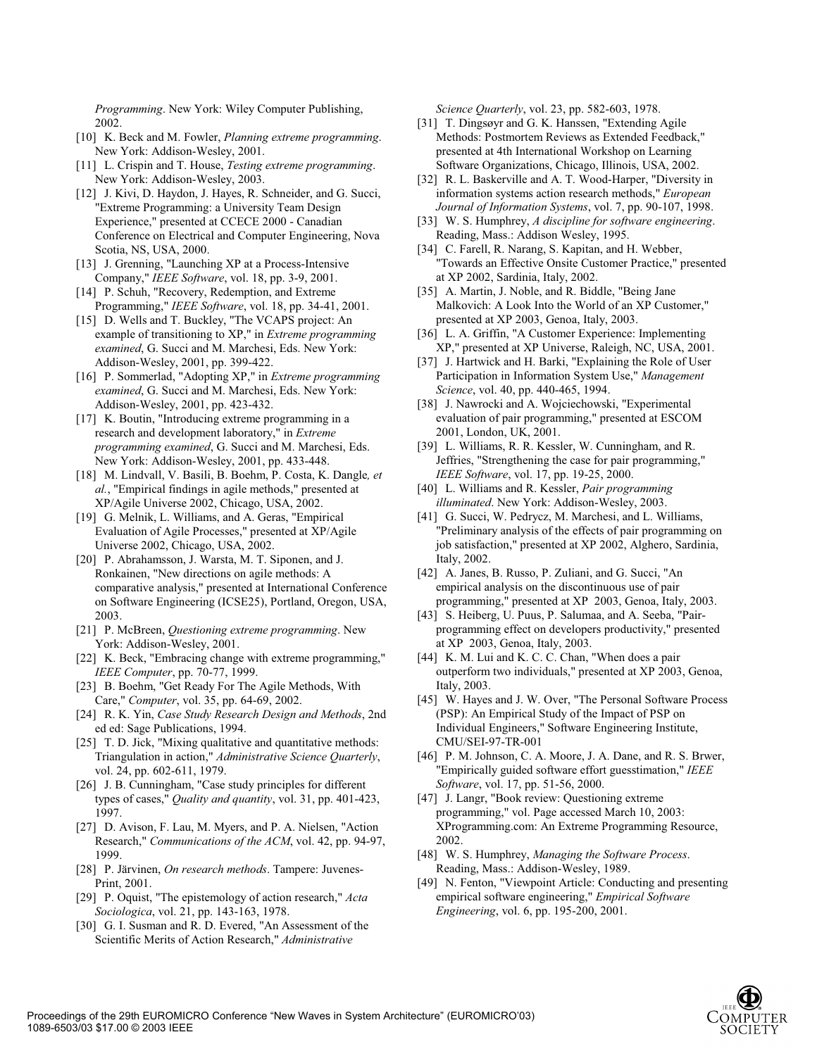*Programming*. New York: Wiley Computer Publishing, 2002.

[10] K. Beck and M. Fowler, *Planning extreme programming*. New York: Addison-Wesley, 2001.

[11] L. Crispin and T. House, *Testing extreme programming*. New York: Addison-Wesley, 2003.

[12] J. Kivi, D. Haydon, J. Hayes, R. Schneider, and G. Succi, "Extreme Programming: a University Team Design Experience," presented at CCECE 2000 - Canadian Conference on Electrical and Computer Engineering, Nova Scotia, NS, USA, 2000.

[13] J. Grenning, "Launching XP at a Process-Intensive Company," *IEEE Software*, vol. 18, pp. 3-9, 2001.

[14] P. Schuh, "Recovery, Redemption, and Extreme Programming," *IEEE Software*, vol. 18, pp. 34-41, 2001.

[15] D. Wells and T. Buckley, "The VCAPS project: An example of transitioning to XP," in *Extreme programming examined*, G. Succi and M. Marchesi, Eds. New York: Addison-Wesley, 2001, pp. 399-422.

[16] P. Sommerlad, "Adopting XP," in *Extreme programming examined*, G. Succi and M. Marchesi, Eds. New York: Addison-Wesley, 2001, pp. 423-432.

[17] K. Boutin, "Introducing extreme programming in a research and development laboratory," in *Extreme programming examined*, G. Succi and M. Marchesi, Eds. New York: Addison-Wesley, 2001, pp. 433-448.

[18] M. Lindvall, V. Basili, B. Boehm, P. Costa, K. Dangle*, et al.*, "Empirical findings in agile methods," presented at XP/Agile Universe 2002, Chicago, USA, 2002.

[19] G. Melnik, L. Williams, and A. Geras, "Empirical Evaluation of Agile Processes," presented at XP/Agile Universe 2002, Chicago, USA, 2002.

[20] P. Abrahamsson, J. Warsta, M. T. Siponen, and J. Ronkainen, "New directions on agile methods: A comparative analysis," presented at International Conference on Software Engineering (ICSE25), Portland, Oregon, USA, 2003.

[21] P. McBreen, *Questioning extreme programming*. New York: Addison-Wesley, 2001.

[22] K. Beck, "Embracing change with extreme programming," *IEEE Computer*, pp. 70-77, 1999.

[23] B. Boehm, "Get Ready For The Agile Methods, With Care," *Computer*, vol. 35, pp. 64-69, 2002.

[24] R. K. Yin, *Case Study Research Design and Methods*, 2nd ed ed: Sage Publications, 1994.

[25] T. D. Jick, "Mixing qualitative and quantitative methods: Triangulation in action," *Administrative Science Quarterly*, vol. 24, pp. 602-611, 1979.

[26] J. B. Cunningham, "Case study principles for different types of cases," *Quality and quantity*, vol. 31, pp. 401-423, 1997.

[27] D. Avison, F. Lau, M. Myers, and P. A. Nielsen, "Action Research," *Communications of the ACM*, vol. 42, pp. 94-97, 1999.

[28] P. Järvinen, *On research methods*. Tampere: Juvenes-Print, 2001.

[29] P. Oquist, "The epistemology of action research," *Acta Sociologica*, vol. 21, pp. 143-163, 1978.

[30] G. I. Susman and R. D. Evered, "An Assessment of the Scientific Merits of Action Research," *Administrative Science Quarterly*, vol. 23, pp. 582-603, 1978.

[31] T. Dingsøyr and G. K. Hanssen, "Extending Agile Methods: Postmortem Reviews as Extended Feedback," presented at 4th International Workshop on Learning Software Organizations, Chicago, Illinois, USA, 2002.

[32] R. L. Baskerville and A. T. Wood-Harper, "Diversity in information systems action research methods," *European Journal of Information Systems*, vol. 7, pp. 90-107, 1998.

[33] W. S. Humphrey, *A discipline for software engineering*. Reading, Mass.: Addison Wesley, 1995.

[34] C. Farell, R. Narang, S. Kapitan, and H. Webber, "Towards an Effective Onsite Customer Practice," presented at XP 2002, Sardinia, Italy, 2002.

[35] A. Martin, J. Noble, and R. Biddle, "Being Jane Malkovich: A Look Into the World of an XP Customer," presented at XP 2003, Genoa, Italy, 2003.

[36] L. A. Griffin, "A Customer Experience: Implementing XP," presented at XP Universe, Raleigh, NC, USA, 2001.

[37] J. Hartwick and H. Barki, "Explaining the Role of User Participation in Information System Use," *Management Science*, vol. 40, pp. 440-465, 1994.

[38] J. Nawrocki and A. Wojciechowski, "Experimental evaluation of pair programming," presented at ESCOM 2001, London, UK, 2001.

[39] L. Williams, R. R. Kessler, W. Cunningham, and R. Jeffries, "Strengthening the case for pair programming," *IEEE Software*, vol. 17, pp. 19-25, 2000.

[40] L. Williams and R. Kessler, *Pair programming illuminated*. New York: Addison-Wesley, 2003.

[41] G. Succi, W. Pedrycz, M. Marchesi, and L. Williams, "Preliminary analysis of the effects of pair programming on job satisfaction," presented at XP 2002, Alghero, Sardinia, Italy, 2002.

[42] A. Janes, B. Russo, P. Zuliani, and G. Succi, "An empirical analysis on the discontinuous use of pair programming," presented at XP 2003, Genoa, Italy, 2003.

[43] S. Heiberg, U. Puus, P. Salumaa, and A. Seeba, "Pair-programming effect on developers productivity," presented at XP 2003, Genoa, Italy, 2003.

[44] K. M. Lui and K. C. C. Chan, "When does a pair outperform two individuals," presented at XP 2003, Genoa, Italy, 2003.

[45] W. Hayes and J. W. Over, "The Personal Software Process (PSP): An Empirical Study of the Impact of PSP on Individual Engineers," Software Engineering Institute, CMU/SEI-97-TR-001

[46] P. M. Johnson, C. A. Moore, J. A. Dane, and R. S. Brwer, "Empirically guided software effort guesstimation," *IEEE Software*, vol. 17, pp. 51-56, 2000.

[47] J. Langr, "Book review: Questioning extreme programming," vol. Page accessed March 10, 2003: XProgramming.com: An Extreme Programming Resource, 2002.

[48] W. S. Humphrey, *Managing the Software Process*. Reading, Mass.: Addison-Wesley, 1989.

[49] N. Fenton, "Viewpoint Article: Conducting and presenting empirical software engineering," *Empirical Software Engineering*, vol. 6, pp. 195-200, 2001.